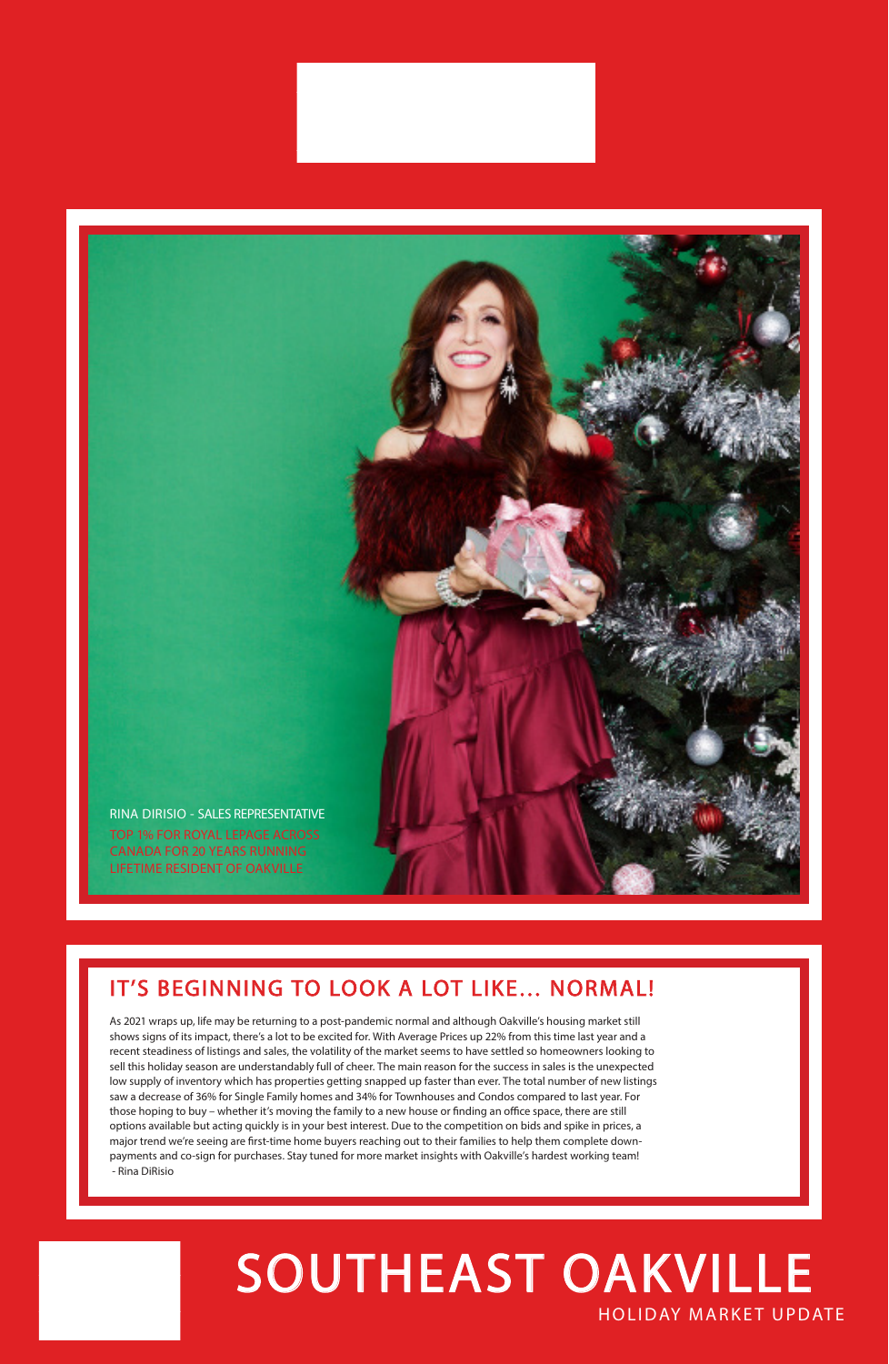RINA DIRISIO - SALES REPRESENTATIVE

TOP 1% FOR ROYAL LEPAGE ACROSS CANADA FOR 20 YEARS RUNNING

LIFETIME RESIDENT OF OAKVILLE

## IT'S BEGINNING TO LOOK A LOT LIKE... NORMAL!

As 2021 wraps up, life may be returning to a post-pandemic normal and although Oakville's housing market still shows signs of its impact, there's a lot to be excited for. With Average Prices up 22% from this time last year and a recent steadiness of listings and sales, the volatility of the market seems to have settled so homeowners looking to sell this holiday season are understandably full of cheer. The main reason for the success in sales is the unexpected low supply of inventory which has properties getting snapped up faster than ever. The total number of new listings saw a decrease of 36% for Single Family homes and 34% for Townhouses and Condos compared to last year. For those hoping to buy – whether it's moving the family to a new house or finding an office space, there are still options available but acting quickly is in your best interest. Due to the competition on bids and spike in prices, a major trend we're seeing are first-time home buyers reaching out to their families to help them complete down-payments and co-sign for purchases. Stay tuned for more market insights with Oakville's hardest working team!

- Rina DiRisio

# SOUTHEAST OAKVILLE

HOLIDAY MARKET UPDATE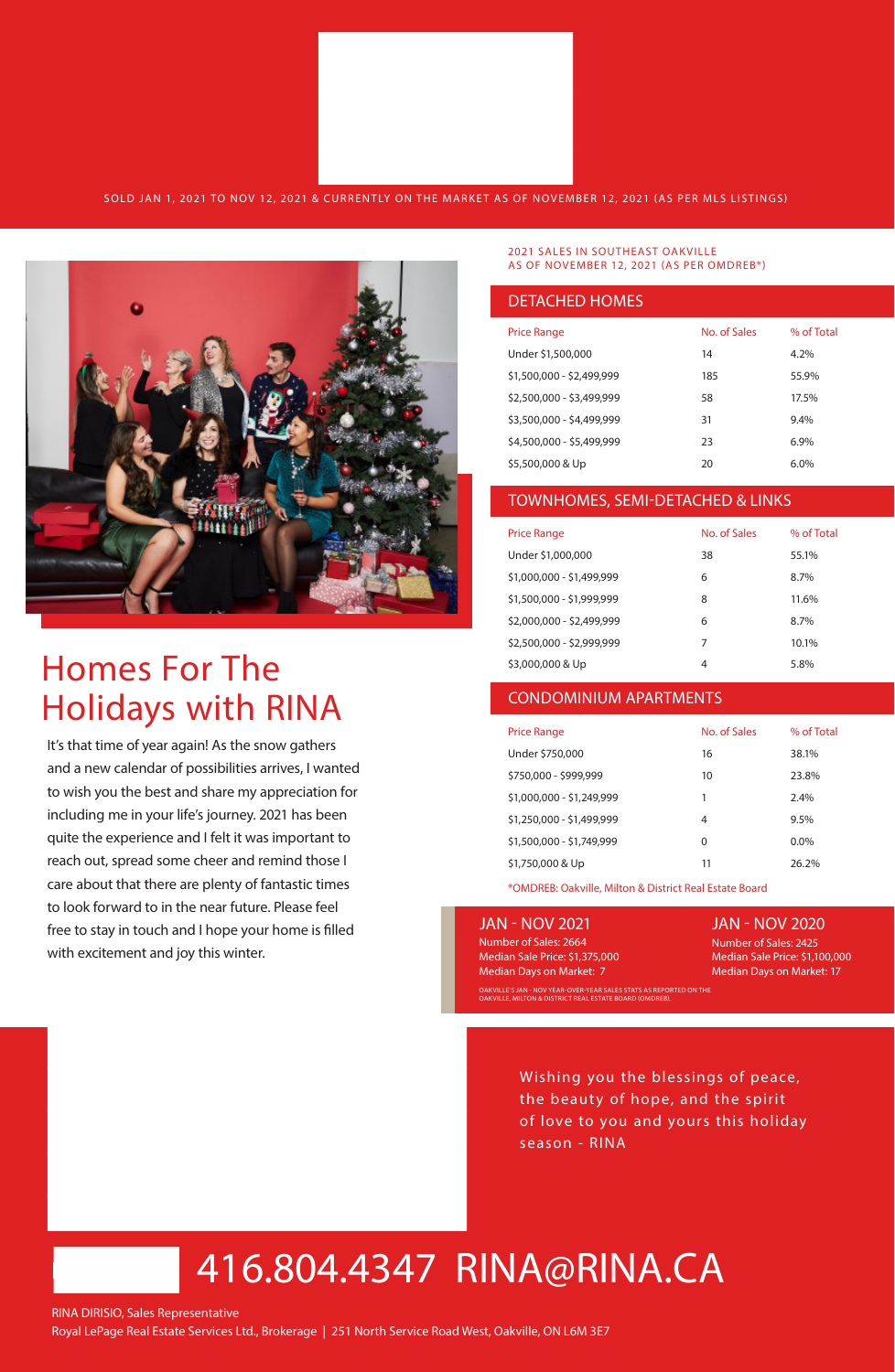SOLD JAN 1, 2021 TO NOV 12, 2021 & CURRENTLY ON THE MARKET AS OF NOVEMBER 12, 2021 (AS PER MLS LISTINGS)

# Homes For The Holidays with RINA

It's that time of year again! As the snow gathers and a new calendar of possibilities arrives, I wanted to wish you the best and share my appreciation for including me in your life's journey. 2021 has been quite the experience and I felt it was important to reach out, spread some cheer and remind those I care about that there are plenty of fantastic times to look forward to in the near future. Please feel free to stay in touch and I hope your home is filled with excitement and joy this winter.

2021 SALES IN SOUTHEAST OAKVILLE
AS OF NOVEMBER 12, 2021 (AS PER OMDREB*)

## DETACHED HOMES

| Price Range | No. of Sales | % of Total |
|---|---|---|
| Under $1,500,000 | 14 | 4.2% |
| $1,500,000 - $2,499,999 | 185 | 55.9% |
| $2,500,000 - $3,499,999 | 58 | 17.5% |
| $3,500,000 - $4,499,999 | 31 | 9.4% |
| $4,500,000 - $5,499,999 | 23 | 6.9% |
| $5,500,000 & Up | 20 | 6.0% |

## TOWNHOMES, SEMI-DETACHED & LINKS

| Price Range | No. of Sales | % of Total |
|---|---|---|
| Under $1,000,000 | 38 | 55.1% |
| $1,000,000 - $1,499,999 | 6 | 8.7% |
| $1,500,000 - $1,999,999 | 8 | 11.6% |
| $2,000,000 - $2,499,999 | 6 | 8.7% |
| $2,500,000 - $2,999,999 | 7 | 10.1% |
| $3,000,000 & Up | 4 | 5.8% |

## CONDOMINIUM APARTMENTS

| Price Range | No. of Sales | % of Total |
|---|---|---|
| Under $750,000 | 16 | 38.1% |
| $750,000 - $999,999 | 10 | 23.8% |
| $1,000,000 - $1,249,999 | 1 | 2.4% |
| $1,250,000 - $1,499,999 | 4 | 9.5% |
| $1,500,000 - $1,749,999 | 0 | 0.0% |
| $1,750,000 & Up | 11 | 26.2% |

*OMDREB: Oakville, Milton & District Real Estate Board

### JAN - NOV 2021

Number of Sales: 2664
Median Sale Price: $1,375,000
Median Days on Market: 7

### JAN - NOV 2020

Number of Sales: 2425
Median Sale Price: $1,100,000
Median Days on Market: 17

OAKVILLE'S JAN - NOV YEAR-OVER-YEAR SALES STATS AS REPORTED ON THE OAKVILLE, MILTON & DISTRICT REAL ESTATE BOARD (OMDREB).

Wishing you the blessings of peace, the beauty of hope, and the spirit of love to you and yours this holiday season - RINA

416.804.4347 RINA@RINA.CA

RINA DIRISIO, Sales Representative
Royal LePage Real Estate Services Ltd., Brokerage | 251 North Service Road West, Oakville, ON L6M 3E7